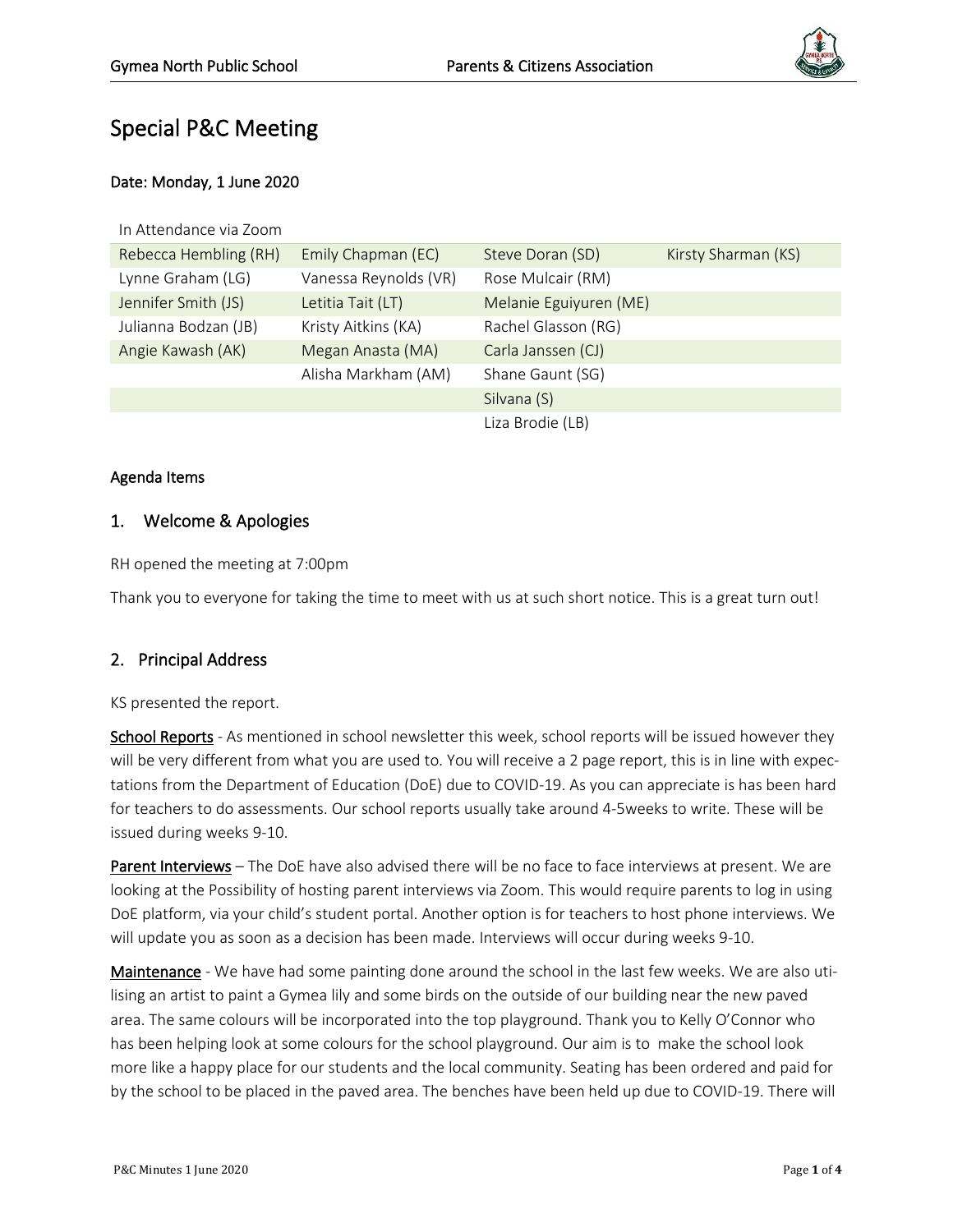# Special P&C Meeting

**Date: Monday, 1 June 2020**

| In Attendance via Zoom | | | |
|---|---|---|---|
| Rebecca Hembling (RH) | Emily Chapman (EC) | Steve Doran (SD) | Kirsty Sharman (KS) |
| Lynne Graham (LG) | Vanessa Reynolds (VR) | Rose Mulcair (RM) | |
| Jennifer Smith (JS) | Letitia Tait (LT) | Melanie Eguiyuren (ME) | |
| Julianna Bodzan (JB) | Kristy Aitkins (KA) | Rachel Glasson (RG) | |
| Angie Kawash (AK) | Megan Anasta (MA) | Carla Janssen (CJ) | |
| | Alisha Markham (AM) | Shane Gaunt (SG) | |
| | | Silvana (S) | |
| | | Liza Brodie (LB) | |

**Agenda Items**

## 1. Welcome & Apologies

RH opened the meeting at 7:00pm

Thank you to everyone for taking the time to meet with us at such short notice. This is a great turn out!

## 2. Principal Address

KS presented the report.

**School Reports** - As mentioned in school newsletter this week, school reports will be issued however they will be very different from what you are used to. You will receive a 2 page report, this is in line with expectations from the Department of Education (DoE) due to COVID-19. As you can appreciate is has been hard for teachers to do assessments. Our school reports usually take around 4-5weeks to write. These will be issued during weeks 9-10.

**Parent Interviews** – The DoE have also advised there will be no face to face interviews at present. We are looking at the Possibility of hosting parent interviews via Zoom. This would require parents to log in using DoE platform, via your child's student portal. Another option is for teachers to host phone interviews. We will update you as soon as a decision has been made. Interviews will occur during weeks 9-10.

**Maintenance** - We have had some painting done around the school in the last few weeks. We are also utilising an artist to paint a Gymea lily and some birds on the outside of our building near the new paved area. The same colours will be incorporated into the top playground. Thank you to Kelly O'Connor who has been helping look at some colours for the school playground. Our aim is to make the school look more like a happy place for our students and the local community. Seating has been ordered and paid for by the school to be placed in the paved area. The benches have been held up due to COVID-19. There will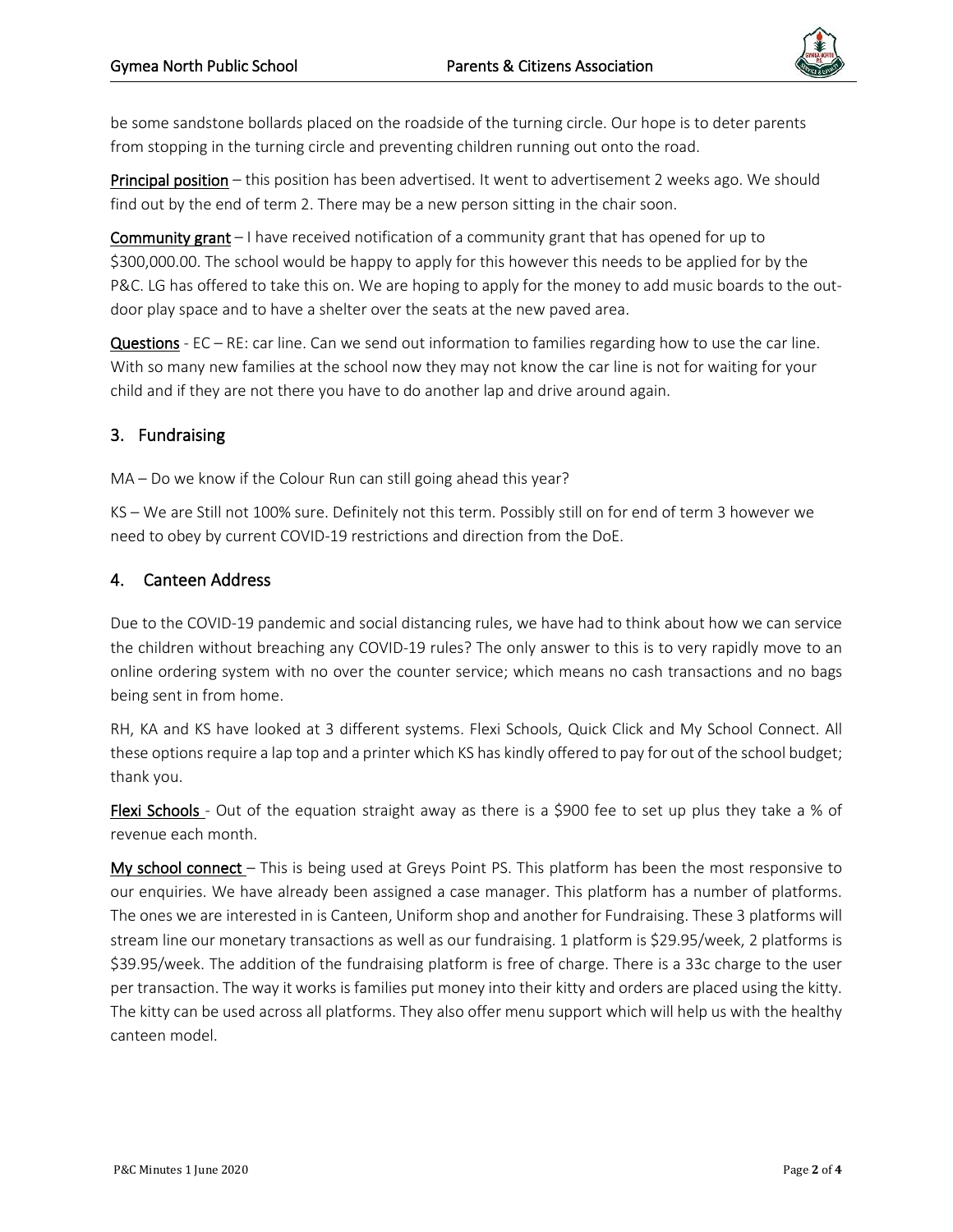be some sandstone bollards placed on the roadside of the turning circle. Our hope is to deter parents from stopping in the turning circle and preventing children running out onto the road.

Principal position – this position has been advertised. It went to advertisement 2 weeks ago. We should find out by the end of term 2. There may be a new person sitting in the chair soon.

Community grant – I have received notification of a community grant that has opened for up to $300,000.00. The school would be happy to apply for this however this needs to be applied for by the P&C. LG has offered to take this on. We are hoping to apply for the money to add music boards to the out-door play space and to have a shelter over the seats at the new paved area.

Questions - EC – RE: car line. Can we send out information to families regarding how to use the car line. With so many new families at the school now they may not know the car line is not for waiting for your child and if they are not there you have to do another lap and drive around again.

## 3. Fundraising

MA – Do we know if the Colour Run can still going ahead this year?

KS – We are Still not 100% sure. Definitely not this term. Possibly still on for end of term 3 however we need to obey by current COVID-19 restrictions and direction from the DoE.

## 4. Canteen Address

Due to the COVID-19 pandemic and social distancing rules, we have had to think about how we can service the children without breaching any COVID-19 rules? The only answer to this is to very rapidly move to an online ordering system with no over the counter service; which means no cash transactions and no bags being sent in from home.

RH, KA and KS have looked at 3 different systems. Flexi Schools, Quick Click and My School Connect. All these options require a lap top and a printer which KS has kindly offered to pay for out of the school budget; thank you.

Flexi Schools - Out of the equation straight away as there is a $900 fee to set up plus they take a % of revenue each month.

My school connect – This is being used at Greys Point PS. This platform has been the most responsive to our enquiries. We have already been assigned a case manager. This platform has a number of platforms. The ones we are interested in is Canteen, Uniform shop and another for Fundraising. These 3 platforms will stream line our monetary transactions as well as our fundraising. 1 platform is $29.95/week, 2 platforms is $39.95/week. The addition of the fundraising platform is free of charge. There is a 33c charge to the user per transaction. The way it works is families put money into their kitty and orders are placed using the kitty. The kitty can be used across all platforms. They also offer menu support which will help us with the healthy canteen model.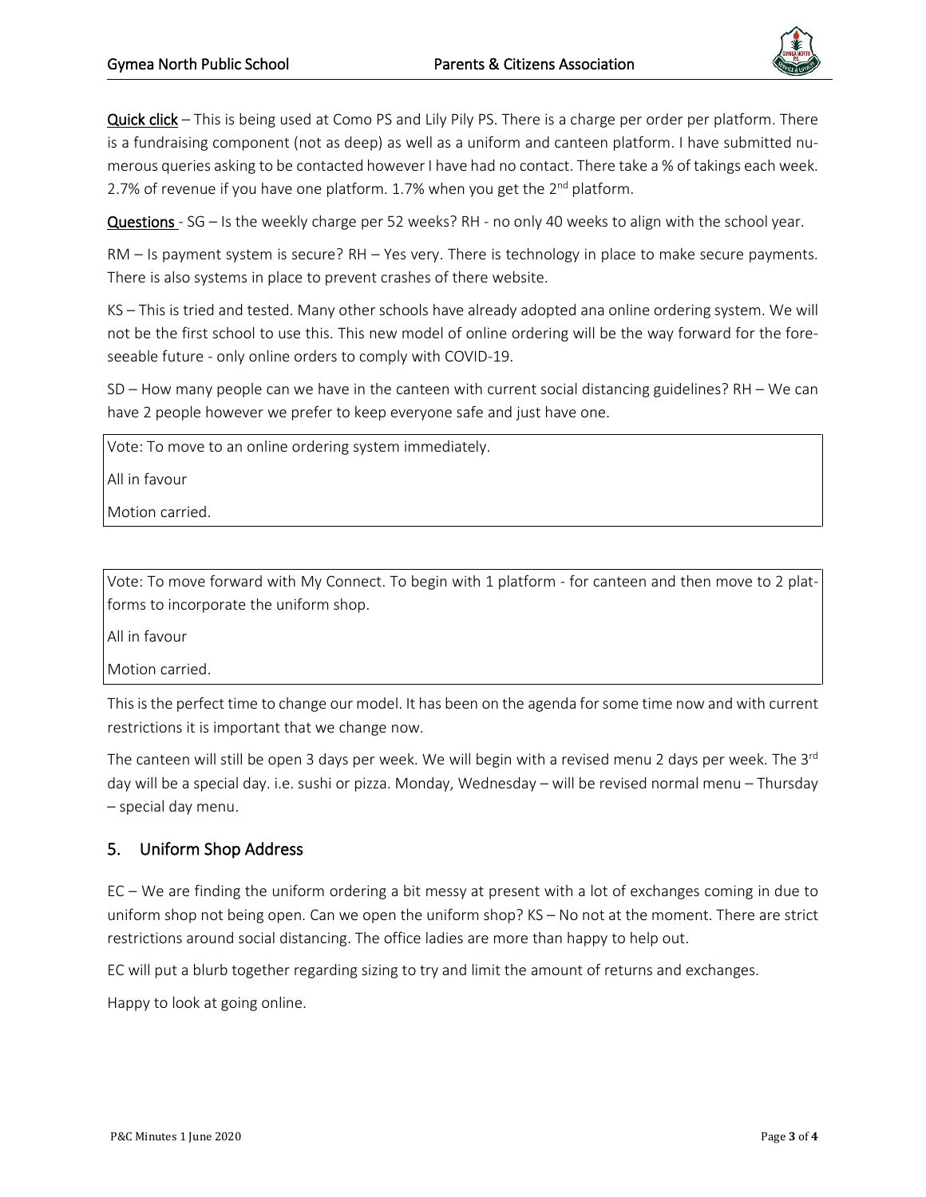**Quick click** – This is being used at Como PS and Lily Pily PS. There is a charge per order per platform. There is a fundraising component (not as deep) as well as a uniform and canteen platform. I have submitted numerous queries asking to be contacted however I have had no contact. There take a % of takings each week. 2.7% of revenue if you have one platform. 1.7% when you get the 2nd platform.

**Questions** - SG – Is the weekly charge per 52 weeks? RH - no only 40 weeks to align with the school year.

RM – Is payment system is secure? RH – Yes very. There is technology in place to make secure payments. There is also systems in place to prevent crashes of there website.

KS – This is tried and tested. Many other schools have already adopted ana online ordering system. We will not be the first school to use this. This new model of online ordering will be the way forward for the foreseeable future - only online orders to comply with COVID-19.

SD – How many people can we have in the canteen with current social distancing guidelines? RH – We can have 2 people however we prefer to keep everyone safe and just have one.

> Vote: To move to an online ordering system immediately.
>
> All in favour
>
> Motion carried.

> Vote: To move forward with My Connect. To begin with 1 platform - for canteen and then move to 2 platforms to incorporate the uniform shop.
>
> All in favour
>
> Motion carried.

This is the perfect time to change our model. It has been on the agenda for some time now and with current restrictions it is important that we change now.

The canteen will still be open 3 days per week. We will begin with a revised menu 2 days per week. The 3rd day will be a special day. i.e. sushi or pizza. Monday, Wednesday – will be revised normal menu – Thursday – special day menu.

## 5. Uniform Shop Address

EC – We are finding the uniform ordering a bit messy at present with a lot of exchanges coming in due to uniform shop not being open. Can we open the uniform shop? KS – No not at the moment. There are strict restrictions around social distancing. The office ladies are more than happy to help out.

EC will put a blurb together regarding sizing to try and limit the amount of returns and exchanges.

Happy to look at going online.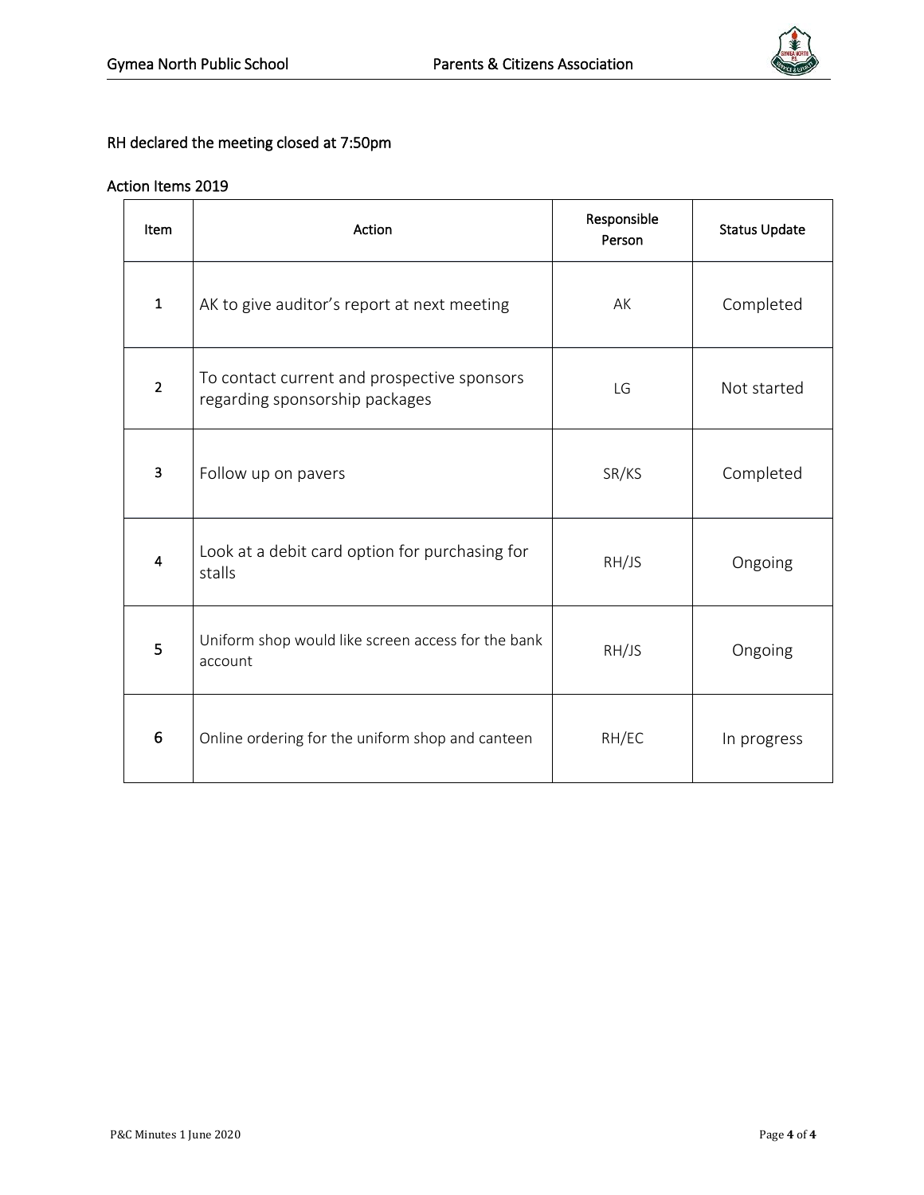RH declared the meeting closed at 7:50pm

## Action Items 2019

| Item | Action | Responsible Person | Status Update |
| --- | --- | --- | --- |
| 1 | AK to give auditor's report at next meeting | AK | Completed |
| 2 | To contact current and prospective sponsors regarding sponsorship packages | LG | Not started |
| 3 | Follow up on pavers | SR/KS | Completed |
| 4 | Look at a debit card option for purchasing for stalls | RH/JS | Ongoing |
| 5 | Uniform shop would like screen access for the bank account | RH/JS | Ongoing |
| 6 | Online ordering for the uniform shop and canteen | RH/EC | In progress |